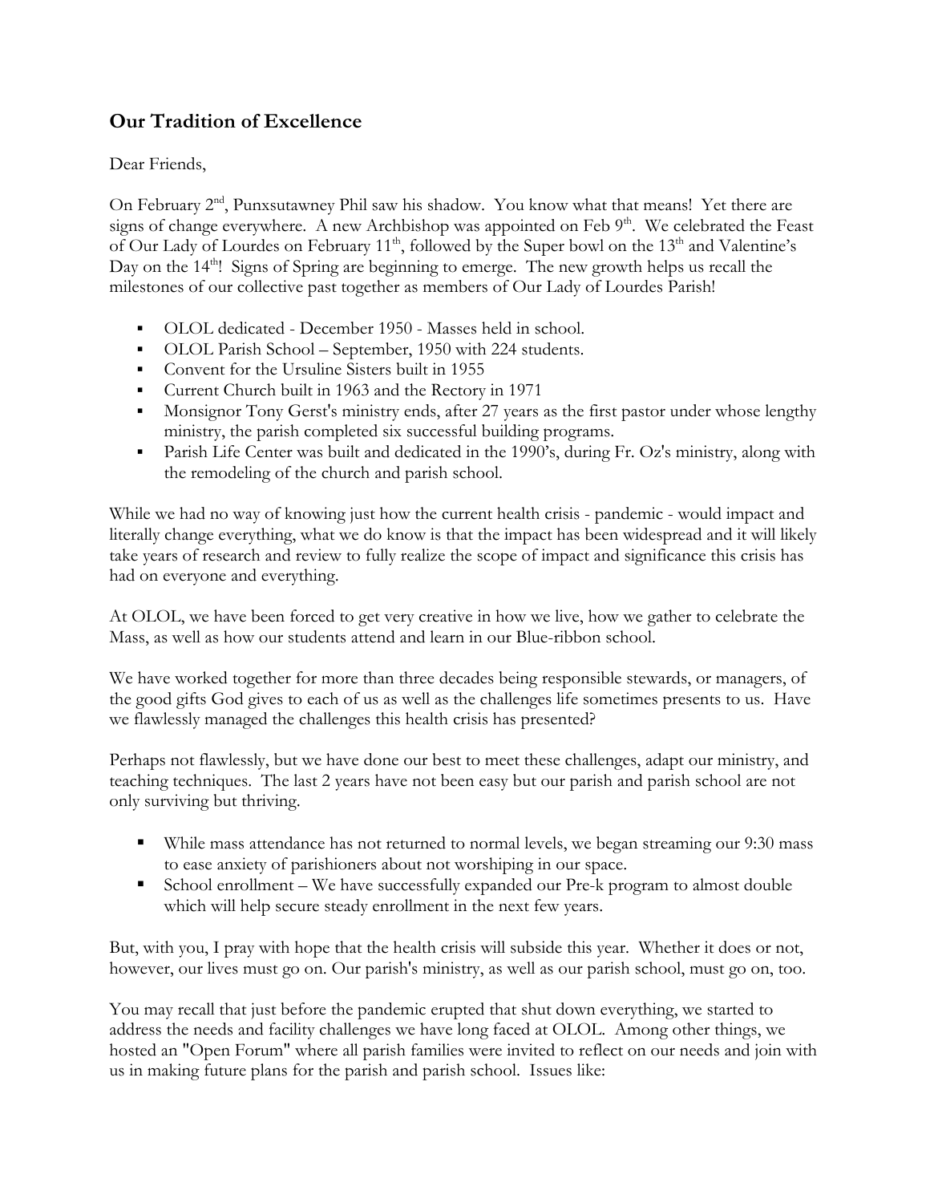## Our Tradition of Excellence

Dear Friends,

On February 2nd, Punxsutawney Phil saw his shadow. You know what that means! Yet there are signs of change everywhere. A new Archbishop was appointed on Feb 9th. We celebrated the Feast of Our Lady of Lourdes on February 11th, followed by the Super bowl on the 13th and Valentine's Day on the 14th! Signs of Spring are beginning to emerge. The new growth helps us recall the milestones of our collective past together as members of Our Lady of Lourdes Parish!

- OLOL dedicated - December 1950 - Masses held in school.
- OLOL Parish School – September, 1950 with 224 students.
- Convent for the Ursuline Sisters built in 1955
- Current Church built in 1963 and the Rectory in 1971
- Monsignor Tony Gerst's ministry ends, after 27 years as the first pastor under whose lengthy ministry, the parish completed six successful building programs.
- Parish Life Center was built and dedicated in the 1990's, during Fr. Oz's ministry, along with the remodeling of the church and parish school.

While we had no way of knowing just how the current health crisis - pandemic - would impact and literally change everything, what we do know is that the impact has been widespread and it will likely take years of research and review to fully realize the scope of impact and significance this crisis has had on everyone and everything.

At OLOL, we have been forced to get very creative in how we live, how we gather to celebrate the Mass, as well as how our students attend and learn in our Blue-ribbon school.

We have worked together for more than three decades being responsible stewards, or managers, of the good gifts God gives to each of us as well as the challenges life sometimes presents to us. Have we flawlessly managed the challenges this health crisis has presented?

Perhaps not flawlessly, but we have done our best to meet these challenges, adapt our ministry, and teaching techniques. The last 2 years have not been easy but our parish and parish school are not only surviving but thriving.

- While mass attendance has not returned to normal levels, we began streaming our 9:30 mass to ease anxiety of parishioners about not worshiping in our space.
- School enrollment – We have successfully expanded our Pre-k program to almost double which will help secure steady enrollment in the next few years.

But, with you, I pray with hope that the health crisis will subside this year. Whether it does or not, however, our lives must go on. Our parish's ministry, as well as our parish school, must go on, too.

You may recall that just before the pandemic erupted that shut down everything, we started to address the needs and facility challenges we have long faced at OLOL. Among other things, we hosted an "Open Forum" where all parish families were invited to reflect on our needs and join with us in making future plans for the parish and parish school. Issues like: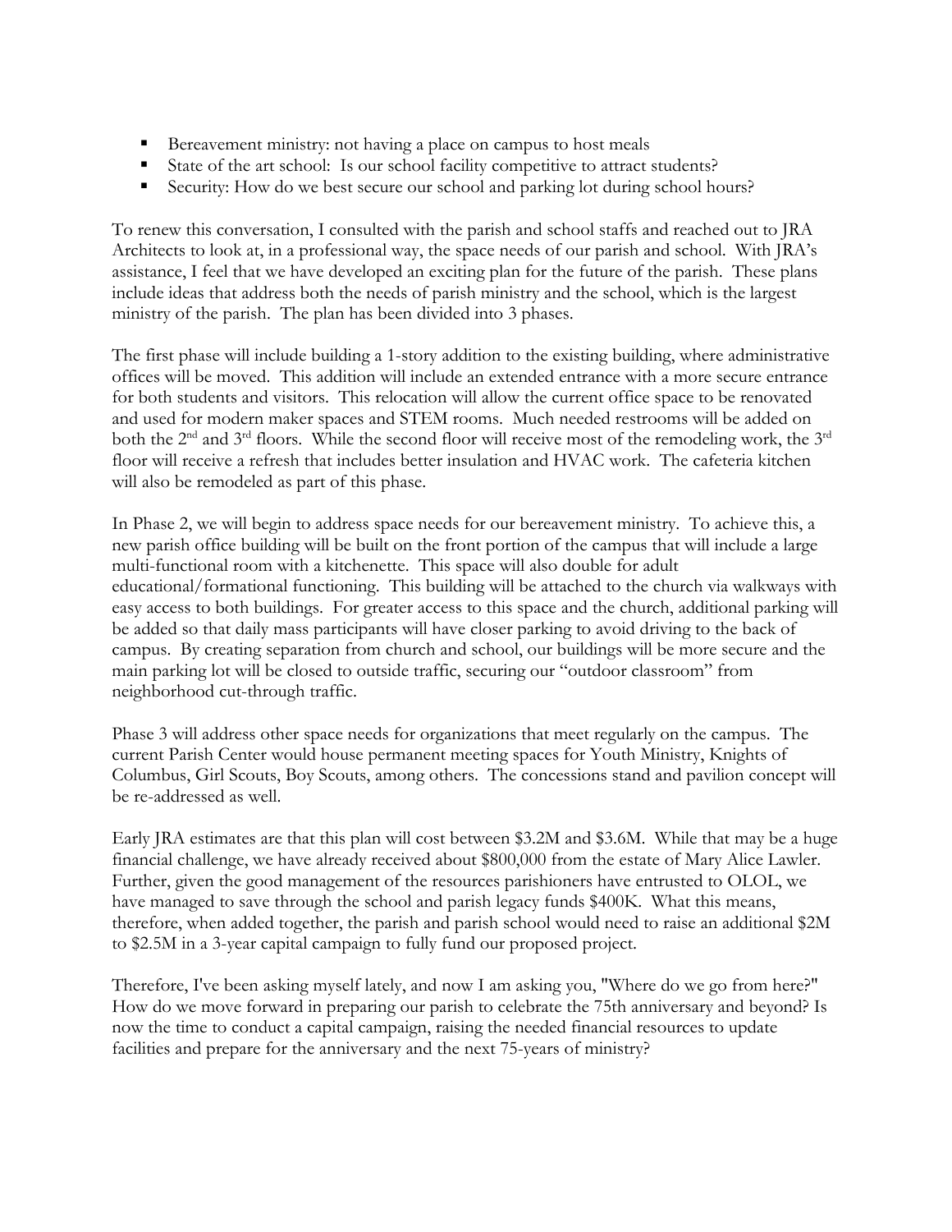- Bereavement ministry: not having a place on campus to host meals
- State of the art school: Is our school facility competitive to attract students?
- Security: How do we best secure our school and parking lot during school hours?

To renew this conversation, I consulted with the parish and school staffs and reached out to JRA Architects to look at, in a professional way, the space needs of our parish and school. With JRA's assistance, I feel that we have developed an exciting plan for the future of the parish. These plans include ideas that address both the needs of parish ministry and the school, which is the largest ministry of the parish. The plan has been divided into 3 phases.

The first phase will include building a 1-story addition to the existing building, where administrative offices will be moved. This addition will include an extended entrance with a more secure entrance for both students and visitors. This relocation will allow the current office space to be renovated and used for modern maker spaces and STEM rooms. Much needed restrooms will be added on both the 2nd and 3rd floors. While the second floor will receive most of the remodeling work, the 3rd floor will receive a refresh that includes better insulation and HVAC work. The cafeteria kitchen will also be remodeled as part of this phase.

In Phase 2, we will begin to address space needs for our bereavement ministry. To achieve this, a new parish office building will be built on the front portion of the campus that will include a large multi-functional room with a kitchenette. This space will also double for adult educational/formational functioning. This building will be attached to the church via walkways with easy access to both buildings. For greater access to this space and the church, additional parking will be added so that daily mass participants will have closer parking to avoid driving to the back of campus. By creating separation from church and school, our buildings will be more secure and the main parking lot will be closed to outside traffic, securing our "outdoor classroom" from neighborhood cut-through traffic.

Phase 3 will address other space needs for organizations that meet regularly on the campus. The current Parish Center would house permanent meeting spaces for Youth Ministry, Knights of Columbus, Girl Scouts, Boy Scouts, among others. The concessions stand and pavilion concept will be re-addressed as well.

Early JRA estimates are that this plan will cost between $3.2M and $3.6M. While that may be a huge financial challenge, we have already received about $800,000 from the estate of Mary Alice Lawler. Further, given the good management of the resources parishioners have entrusted to OLOL, we have managed to save through the school and parish legacy funds $400K. What this means, therefore, when added together, the parish and parish school would need to raise an additional $2M to $2.5M in a 3-year capital campaign to fully fund our proposed project.

Therefore, I've been asking myself lately, and now I am asking you, "Where do we go from here?" How do we move forward in preparing our parish to celebrate the 75th anniversary and beyond? Is now the time to conduct a capital campaign, raising the needed financial resources to update facilities and prepare for the anniversary and the next 75-years of ministry?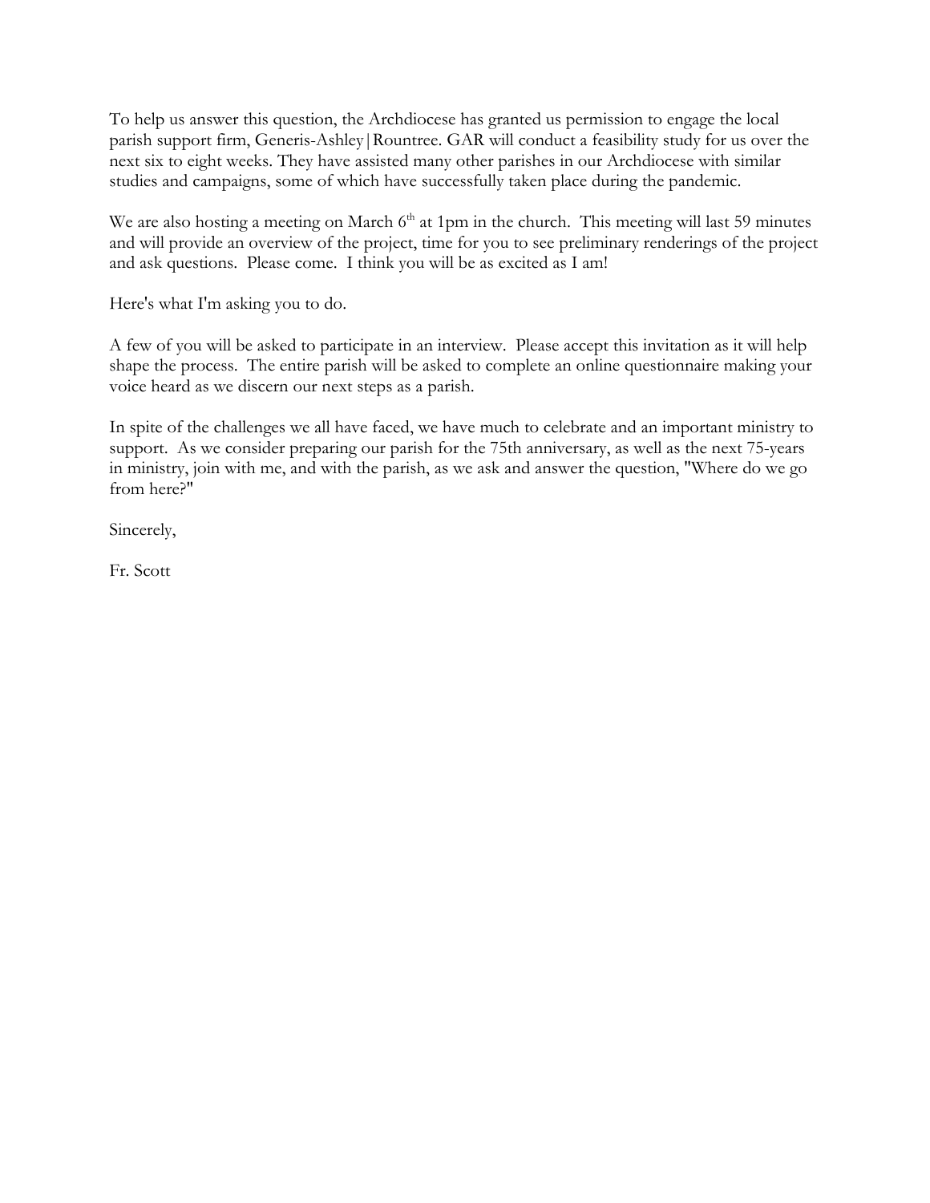To help us answer this question, the Archdiocese has granted us permission to engage the local parish support firm, Generis-Ashley|Rountree. GAR will conduct a feasibility study for us over the next six to eight weeks. They have assisted many other parishes in our Archdiocese with similar studies and campaigns, some of which have successfully taken place during the pandemic.

We are also hosting a meeting on March 6th at 1pm in the church. This meeting will last 59 minutes and will provide an overview of the project, time for you to see preliminary renderings of the project and ask questions. Please come. I think you will be as excited as I am!

Here's what I'm asking you to do.

A few of you will be asked to participate in an interview. Please accept this invitation as it will help shape the process. The entire parish will be asked to complete an online questionnaire making your voice heard as we discern our next steps as a parish.

In spite of the challenges we all have faced, we have much to celebrate and an important ministry to support. As we consider preparing our parish for the 75th anniversary, as well as the next 75-years in ministry, join with me, and with the parish, as we ask and answer the question, "Where do we go from here?"

Sincerely,

Fr. Scott